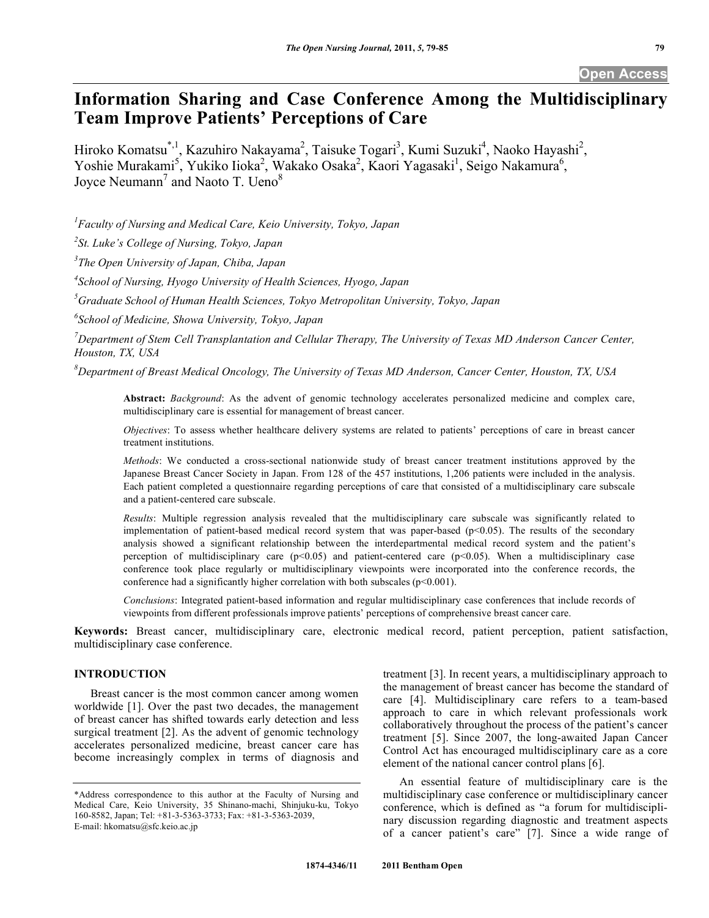# Information Sharing and Case Conference Among the Multidisciplinary Team Improve Patients' Perceptions of Care

Hiroko Komatsu[*,1], Kazuhiro Nakayama[2], Taisuke Togari[3], Kumi Suzuki[4], Naoko Hayashi[2], Yoshie Murakami[5], Yukiko Iioka[2], Wakako Osaka[2], Kaori Yagasaki[1], Seigo Nakamura[6], Joyce Neumann[7] and Naoto T. Ueno[8]

[1] *Faculty of Nursing and Medical Care, Keio University, Tokyo, Japan*

[2] *St. Luke's College of Nursing, Tokyo, Japan*

[3] *The Open University of Japan, Chiba, Japan*

[4] *School of Nursing, Hyogo University of Health Sciences, Hyogo, Japan*

[5] *Graduate School of Human Health Sciences, Tokyo Metropolitan University, Tokyo, Japan*

[6] *School of Medicine, Showa University, Tokyo, Japan*

[7] *Department of Stem Cell Transplantation and Cellular Therapy, The University of Texas MD Anderson Cancer Center, Houston, TX, USA*

[8] *Department of Breast Medical Oncology, The University of Texas MD Anderson, Cancer Center, Houston, TX, USA*

**Abstract:** *Background*: As the advent of genomic technology accelerates personalized medicine and complex care, multidisciplinary care is essential for management of breast cancer.

*Objectives*: To assess whether healthcare delivery systems are related to patients' perceptions of care in breast cancer treatment institutions.

*Methods*: We conducted a cross-sectional nationwide study of breast cancer treatment institutions approved by the Japanese Breast Cancer Society in Japan. From 128 of the 457 institutions, 1,206 patients were included in the analysis. Each patient completed a questionnaire regarding perceptions of care that consisted of a multidisciplinary care subscale and a patient-centered care subscale.

*Results*: Multiple regression analysis revealed that the multidisciplinary care subscale was significantly related to implementation of patient-based medical record system that was paper-based ($p<0.05$). The results of the secondary analysis showed a significant relationship between the interdepartmental medical record system and the patient's perception of multidisciplinary care ($p<0.05$) and patient-centered care ($p<0.05$). When a multidisciplinary case conference took place regularly or multidisciplinary viewpoints were incorporated into the conference records, the conference had a significantly higher correlation with both subscales ($p<0.001$).

*Conclusions*: Integrated patient-based information and regular multidisciplinary case conferences that include records of viewpoints from different professionals improve patients' perceptions of comprehensive breast cancer care.

**Keywords:** Breast cancer, multidisciplinary care, electronic medical record, patient perception, patient satisfaction, multidisciplinary case conference.

## INTRODUCTION

Breast cancer is the most common cancer among women worldwide [1]. Over the past two decades, the management of breast cancer has shifted towards early detection and less surgical treatment [2]. As the advent of genomic technology accelerates personalized medicine, breast cancer care has become increasingly complex in terms of diagnosis and treatment [3]. In recent years, a multidisciplinary approach to the management of breast cancer has become the standard of care [4]. Multidisciplinary care refers to a team-based approach to care in which relevant professionals work collaboratively throughout the process of the patient's cancer treatment [5]. Since 2007, the long-awaited Japan Cancer Control Act has encouraged multidisciplinary care as a core element of the national cancer control plans [6].

An essential feature of multidisciplinary care is the multidisciplinary case conference or multidisciplinary cancer conference, which is defined as "a forum for multidisciplinary discussion regarding diagnostic and treatment aspects of a cancer patient's care" [7]. Since a wide range of

*Address correspondence to this author at the Faculty of Nursing and Medical Care, Keio University, 35 Shinano-machi, Shinjuku-ku, Tokyo 160-8582, Japan; Tel: +81-3-5363-3733; Fax: +81-3-5363-2039, E-mail: hkomatsu@sfc.keio.ac.jp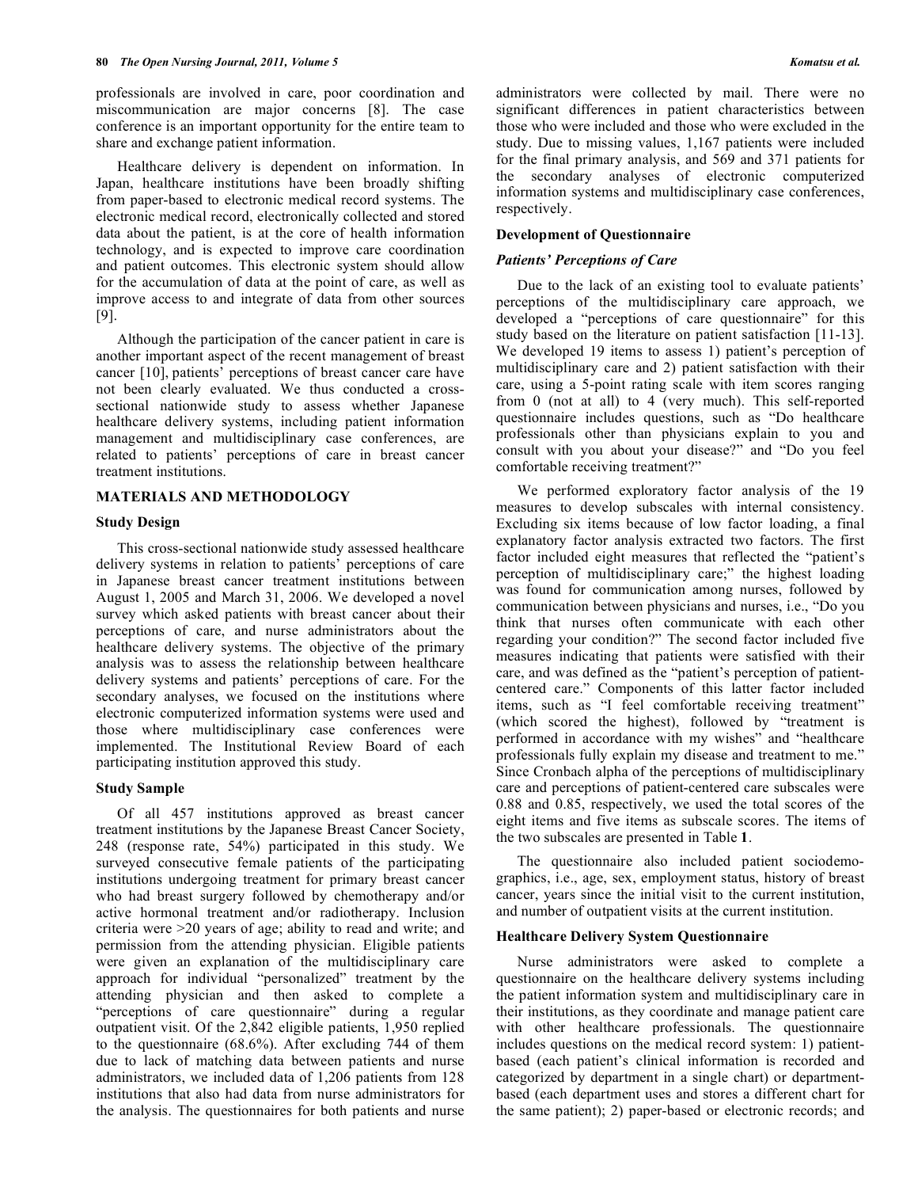professionals are involved in care, poor coordination and miscommunication are major concerns [8]. The case conference is an important opportunity for the entire team to share and exchange patient information.

Healthcare delivery is dependent on information. In Japan, healthcare institutions have been broadly shifting from paper-based to electronic medical record systems. The electronic medical record, electronically collected and stored data about the patient, is at the core of health information technology, and is expected to improve care coordination and patient outcomes. This electronic system should allow for the accumulation of data at the point of care, as well as improve access to and integrate of data from other sources [9].

Although the participation of the cancer patient in care is another important aspect of the recent management of breast cancer [10], patients' perceptions of breast cancer care have not been clearly evaluated. We thus conducted a cross-sectional nationwide study to assess whether Japanese healthcare delivery systems, including patient information management and multidisciplinary case conferences, are related to patients' perceptions of care in breast cancer treatment institutions.

## MATERIALS AND METHODOLOGY

### Study Design

This cross-sectional nationwide study assessed healthcare delivery systems in relation to patients' perceptions of care in Japanese breast cancer treatment institutions between August 1, 2005 and March 31, 2006. We developed a novel survey which asked patients with breast cancer about their perceptions of care, and nurse administrators about the healthcare delivery systems. The objective of the primary analysis was to assess the relationship between healthcare delivery systems and patients' perceptions of care. For the secondary analyses, we focused on the institutions where electronic computerized information systems were used and those where multidisciplinary case conferences were implemented. The Institutional Review Board of each participating institution approved this study.

### Study Sample

Of all 457 institutions approved as breast cancer treatment institutions by the Japanese Breast Cancer Society, 248 (response rate, 54%) participated in this study. We surveyed consecutive female patients of the participating institutions undergoing treatment for primary breast cancer who had breast surgery followed by chemotherapy and/or active hormonal treatment and/or radiotherapy. Inclusion criteria were >20 years of age; ability to read and write; and permission from the attending physician. Eligible patients were given an explanation of the multidisciplinary care approach for individual "personalized" treatment by the attending physician and then asked to complete a "perceptions of care questionnaire" during a regular outpatient visit. Of the 2,842 eligible patients, 1,950 replied to the questionnaire (68.6%). After excluding 744 of them due to lack of matching data between patients and nurse administrators, we included data of 1,206 patients from 128 institutions that also had data from nurse administrators for the analysis. The questionnaires for both patients and nurse administrators were collected by mail. There were no significant differences in patient characteristics between those who were included and those who were excluded in the study. Due to missing values, 1,167 patients were included for the final primary analysis, and 569 and 371 patients for the secondary analyses of electronic computerized information systems and multidisciplinary case conferences, respectively.

### Development of Questionnaire

#### *Patients' Perceptions of Care*

Due to the lack of an existing tool to evaluate patients' perceptions of the multidisciplinary care approach, we developed a "perceptions of care questionnaire" for this study based on the literature on patient satisfaction [11-13]. We developed 19 items to assess 1) patient's perception of multidisciplinary care and 2) patient satisfaction with their care, using a 5-point rating scale with item scores ranging from 0 (not at all) to 4 (very much). This self-reported questionnaire includes questions, such as "Do healthcare professionals other than physicians explain to you and consult with you about your disease?" and "Do you feel comfortable receiving treatment?"

We performed exploratory factor analysis of the 19 measures to develop subscales with internal consistency. Excluding six items because of low factor loading, a final explanatory factor analysis extracted two factors. The first factor included eight measures that reflected the "patient's perception of multidisciplinary care;" the highest loading was found for communication among nurses, followed by communication between physicians and nurses, i.e., "Do you think that nurses often communicate with each other regarding your condition?" The second factor included five measures indicating that patients were satisfied with their care, and was defined as the "patient's perception of patient-centered care." Components of this latter factor included items, such as "I feel comfortable receiving treatment" (which scored the highest), followed by "treatment is performed in accordance with my wishes" and "healthcare professionals fully explain my disease and treatment to me." Since Cronbach alpha of the perceptions of multidisciplinary care and perceptions of patient-centered care subscales were 0.88 and 0.85, respectively, we used the total scores of the eight items and five items as subscale scores. The items of the two subscales are presented in Table **1**.

The questionnaire also included patient sociodemographics, i.e., age, sex, employment status, history of breast cancer, years since the initial visit to the current institution, and number of outpatient visits at the current institution.

### Healthcare Delivery System Questionnaire

Nurse administrators were asked to complete a questionnaire on the healthcare delivery systems including the patient information system and multidisciplinary care in their institutions, as they coordinate and manage patient care with other healthcare professionals. The questionnaire includes questions on the medical record system: 1) patient-based (each patient's clinical information is recorded and categorized by department in a single chart) or department-based (each department uses and stores a different chart for the same patient); 2) paper-based or electronic records; and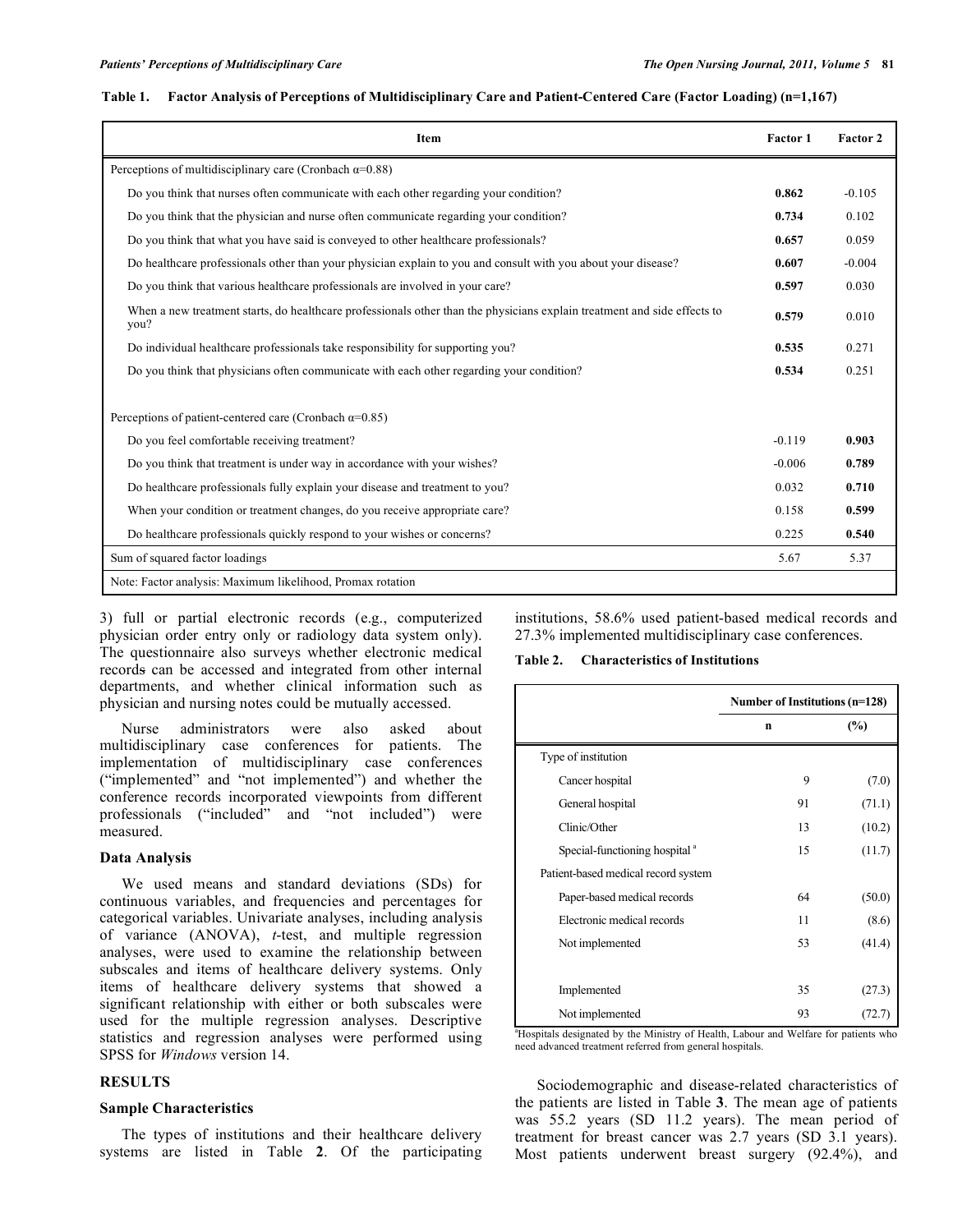**Table 1. Factor Analysis of Perceptions of Multidisciplinary Care and Patient-Centered Care (Factor Loading) (n=1,167)**

| Item | Factor 1 | Factor 2 |
|---|---|---|
| Perceptions of multidisciplinary care (Cronbach α=0.88) | | |
| Do you think that nurses often communicate with each other regarding your condition? | **0.862** | -0.105 |
| Do you think that the physician and nurse often communicate regarding your condition? | **0.734** | 0.102 |
| Do you think that what you have said is conveyed to other healthcare professionals? | **0.657** | 0.059 |
| Do healthcare professionals other than your physician explain to you and consult with you about your disease? | **0.607** | -0.004 |
| Do you think that various healthcare professionals are involved in your care? | **0.597** | 0.030 |
| When a new treatment starts, do healthcare professionals other than the physicians explain treatment and side effects to you? | **0.579** | 0.010 |
| Do individual healthcare professionals take responsibility for supporting you? | **0.535** | 0.271 |
| Do you think that physicians often communicate with each other regarding your condition? | **0.534** | 0.251 |
| Perceptions of patient-centered care (Cronbach α=0.85) | | |
| Do you feel comfortable receiving treatment? | -0.119 | **0.903** |
| Do you think that treatment is under way in accordance with your wishes? | -0.006 | **0.789** |
| Do healthcare professionals fully explain your disease and treatment to you? | 0.032 | **0.710** |
| When your condition or treatment changes, do you receive appropriate care? | 0.158 | **0.599** |
| Do healthcare professionals quickly respond to your wishes or concerns? | 0.225 | **0.540** |
| Sum of squared factor loadings | 5.67 | 5.37 |

Note: Factor analysis: Maximum likelihood, Promax rotation

3) full or partial electronic records (e.g., computerized physician order entry only or radiology data system only). The questionnaire also surveys whether electronic medical records can be accessed and integrated from other internal departments, and whether clinical information such as physician and nursing notes could be mutually accessed.

Nurse administrators were also asked about multidisciplinary case conferences for patients. The implementation of multidisciplinary case conferences ("implemented" and "not implemented") and whether the conference records incorporated viewpoints from different professionals ("included" and "not included") were measured.

### Data Analysis

We used means and standard deviations (SDs) for continuous variables, and frequencies and percentages for categorical variables. Univariate analyses, including analysis of variance (ANOVA), *t*-test, and multiple regression analyses, were used to examine the relationship between subscales and items of healthcare delivery systems. Only items of healthcare delivery systems that showed a significant relationship with either or both subscales were used for the multiple regression analyses. Descriptive statistics and regression analyses were performed using SPSS for *Windows* version 14.

## RESULTS

### Sample Characteristics

The types of institutions and their healthcare delivery systems are listed in Table **2**. Of the participating institutions, 58.6% used patient-based medical records and 27.3% implemented multidisciplinary case conferences.

**Table 2. Characteristics of Institutions**

| | Number of Institutions (n=128) | |
|---|---|---|
| | n | (%) |
| Type of institution | | |
| Cancer hospital | 9 | (7.0) |
| General hospital | 91 | (71.1) |
| Clinic/Other | 13 | (10.2) |
| Special-functioning hospital [a] | 15 | (11.7) |
| Patient-based medical record system | | |
| Paper-based medical records | 64 | (50.0) |
| Electronic medical records | 11 | (8.6) |
| Not implemented | 53 | (41.4) |
| | | |
| Implemented | 35 | (27.3) |
| Not implemented | 93 | (72.7) |

[a]Hospitals designated by the Ministry of Health, Labour and Welfare for patients who need advanced treatment referred from general hospitals.

Sociodemographic and disease-related characteristics of the patients are listed in Table **3**. The mean age of patients was 55.2 years (SD 11.2 years). The mean period of treatment for breast cancer was 2.7 years (SD 3.1 years). Most patients underwent breast surgery (92.4%), and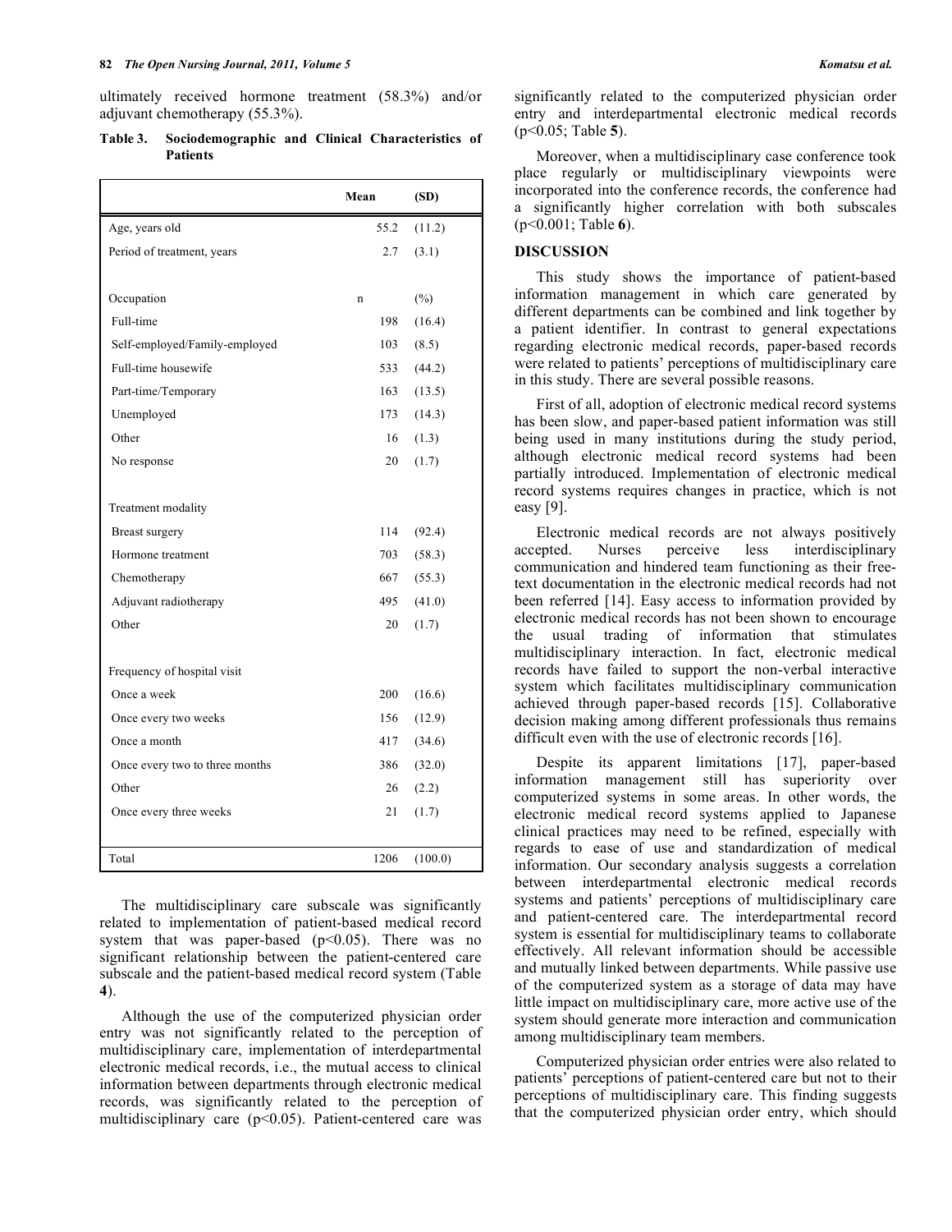ultimately received hormone treatment (58.3%) and/or adjuvant chemotherapy (55.3%).

**Table 3. Sociodemographic and Clinical Characteristics of Patients**

| | Mean | (SD) |
|---|---|---|
| Age, years old | 55.2 | (11.2) |
| Period of treatment, years | 2.7 | (3.1) |
| | | |
| Occupation | n | (%) |
| Full-time | 198 | (16.4) |
| Self-employed/Family-employed | 103 | (8.5) |
| Full-time housewife | 533 | (44.2) |
| Part-time/Temporary | 163 | (13.5) |
| Unemployed | 173 | (14.3) |
| Other | 16 | (1.3) |
| No response | 20 | (1.7) |
| | | |
| Treatment modality | | |
| Breast surgery | 114 | (92.4) |
| Hormone treatment | 703 | (58.3) |
| Chemotherapy | 667 | (55.3) |
| Adjuvant radiotherapy | 495 | (41.0) |
| Other | 20 | (1.7) |
| | | |
| Frequency of hospital visit | | |
| Once a week | 200 | (16.6) |
| Once every two weeks | 156 | (12.9) |
| Once a month | 417 | (34.6) |
| Once every two to three months | 386 | (32.0) |
| Other | 26 | (2.2) |
| Once every three weeks | 21 | (1.7) |
| | | |
| Total | 1206 | (100.0) |

The multidisciplinary care subscale was significantly related to implementation of patient-based medical record system that was paper-based ($p<0.05$). There was no significant relationship between the patient-centered care subscale and the patient-based medical record system (Table **4**).

Although the use of the computerized physician order entry was not significantly related to the perception of multidisciplinary care, implementation of interdepartmental electronic medical records, i.e., the mutual access to clinical information between departments through electronic medical records, was significantly related to the perception of multidisciplinary care ($p<0.05$). Patient-centered care was significantly related to the computerized physician order entry and interdepartmental electronic medical records ($p<0.05$; Table **5**).

Moreover, when a multidisciplinary case conference took place regularly or multidisciplinary viewpoints were incorporated into the conference records, the conference had a significantly higher correlation with both subscales ($p<0.001$; Table **6**).

## DISCUSSION

This study shows the importance of patient-based information management in which care generated by different departments can be combined and link together by a patient identifier. In contrast to general expectations regarding electronic medical records, paper-based records were related to patients' perceptions of multidisciplinary care in this study. There are several possible reasons.

First of all, adoption of electronic medical record systems has been slow, and paper-based patient information was still being used in many institutions during the study period, although electronic medical record systems had been partially introduced. Implementation of electronic medical record systems requires changes in practice, which is not easy [9].

Electronic medical records are not always positively accepted. Nurses perceive less interdisciplinary communication and hindered team functioning as their free-text documentation in the electronic medical records had not been referred [14]. Easy access to information provided by electronic medical records has not been shown to encourage the usual trading of information that stimulates multidisciplinary interaction. In fact, electronic medical records have failed to support the non-verbal interactive system which facilitates multidisciplinary communication achieved through paper-based records [15]. Collaborative decision making among different professionals thus remains difficult even with the use of electronic records [16].

Despite its apparent limitations [17], paper-based information management still has superiority over computerized systems in some areas. In other words, the electronic medical record systems applied to Japanese clinical practices may need to be refined, especially with regards to ease of use and standardization of medical information. Our secondary analysis suggests a correlation between interdepartmental electronic medical records systems and patients' perceptions of multidisciplinary care and patient-centered care. The interdepartmental record system is essential for multidisciplinary teams to collaborate effectively. All relevant information should be accessible and mutually linked between departments. While passive use of the computerized system as a storage of data may have little impact on multidisciplinary care, more active use of the system should generate more interaction and communication among multidisciplinary team members.

Computerized physician order entries were also related to patients' perceptions of patient-centered care but not to their perceptions of multidisciplinary care. This finding suggests that the computerized physician order entry, which should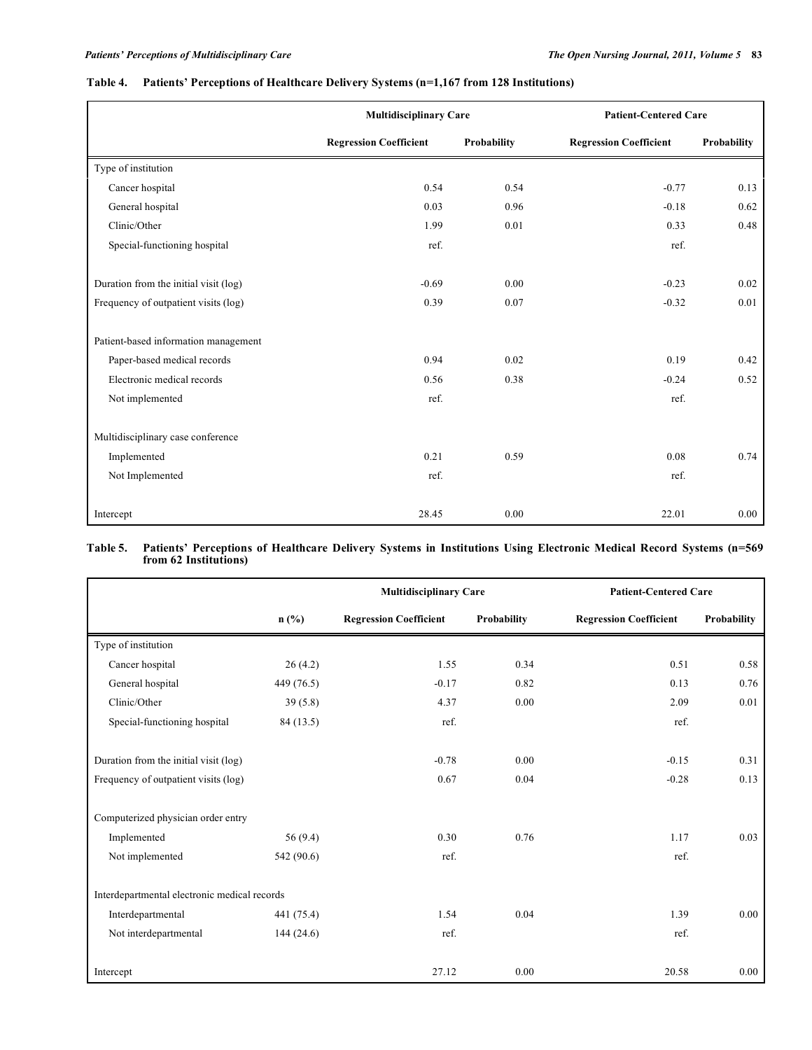**Table 4. Patients' Perceptions of Healthcare Delivery Systems (n=1,167 from 128 Institutions)**

| | Multidisciplinary Care | | Patient-Centered Care | |
|---|---|---|---|---|
| | **Regression Coefficient** | **Probability** | **Regression Coefficient** | **Probability** |
| Type of institution | | | | |
| Cancer hospital | 0.54 | 0.54 | -0.77 | 0.13 |
| General hospital | 0.03 | 0.96 | -0.18 | 0.62 |
| Clinic/Other | 1.99 | 0.01 | 0.33 | 0.48 |
| Special-functioning hospital | ref. | | ref. | |
| Duration from the initial visit (log) | -0.69 | 0.00 | -0.23 | 0.02 |
| Frequency of outpatient visits (log) | 0.39 | 0.07 | -0.32 | 0.01 |
| Patient-based information management | | | | |
| Paper-based medical records | 0.94 | 0.02 | 0.19 | 0.42 |
| Electronic medical records | 0.56 | 0.38 | -0.24 | 0.52 |
| Not implemented | ref. | | ref. | |
| Multidisciplinary case conference | | | | |
| Implemented | 0.21 | 0.59 | 0.08 | 0.74 |
| Not Implemented | ref. | | ref. | |
| Intercept | 28.45 | 0.00 | 22.01 | 0.00 |

**Table 5. Patients' Perceptions of Healthcare Delivery Systems in Institutions Using Electronic Medical Record Systems (n=569 from 62 Institutions)**

| | | Multidisciplinary Care | | Patient-Centered Care | |
|---|---|---|---|---|---|
| | **n (%)** | **Regression Coefficient** | **Probability** | **Regression Coefficient** | **Probability** |
| Type of institution | | | | | |
| Cancer hospital | 26 (4.2) | 1.55 | 0.34 | 0.51 | 0.58 |
| General hospital | 449 (76.5) | -0.17 | 0.82 | 0.13 | 0.76 |
| Clinic/Other | 39 (5.8) | 4.37 | 0.00 | 2.09 | 0.01 |
| Special-functioning hospital | 84 (13.5) | ref. | | ref. | |
| Duration from the initial visit (log) | | -0.78 | 0.00 | -0.15 | 0.31 |
| Frequency of outpatient visits (log) | | 0.67 | 0.04 | -0.28 | 0.13 |
| Computerized physician order entry | | | | | |
| Implemented | 56 (9.4) | 0.30 | 0.76 | 1.17 | 0.03 |
| Not implemented | 542 (90.6) | ref. | | ref. | |
| Interdepartmental electronic medical records | | | | | |
| Interdepartmental | 441 (75.4) | 1.54 | 0.04 | 1.39 | 0.00 |
| Not interdepartmental | 144 (24.6) | ref. | | ref. | |
| Intercept | | 27.12 | 0.00 | 20.58 | 0.00 |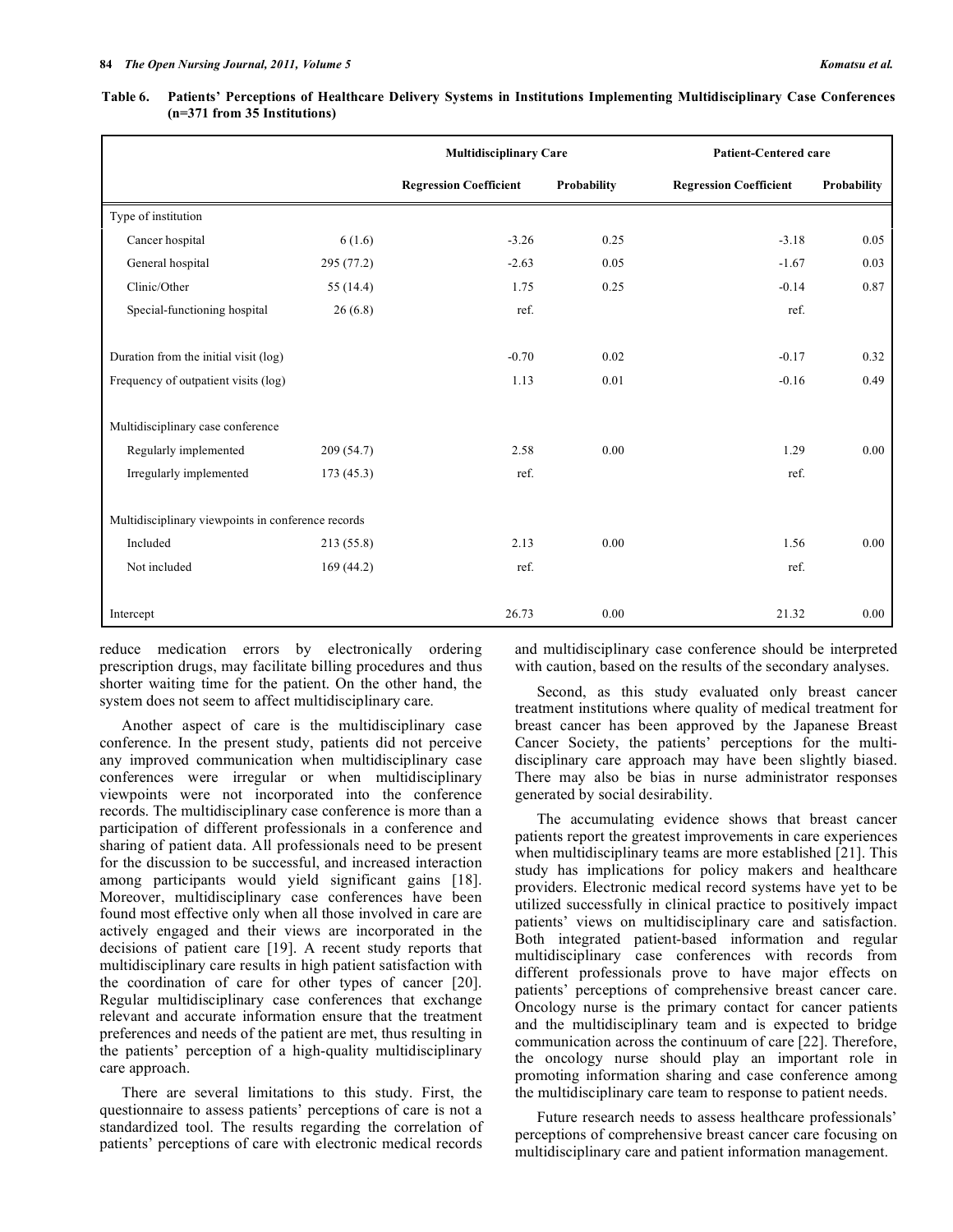**Table 6. Patients' Perceptions of Healthcare Delivery Systems in Institutions Implementing Multidisciplinary Case Conferences (n=371 from 35 Institutions)**

| | | Multidisciplinary Care | | Patient-Centered care | |
|---|---|---|---|---|---|
| | | Regression Coefficient | Probability | Regression Coefficient | Probability |
| Type of institution | | | | | |
| Cancer hospital | 6 (1.6) | -3.26 | 0.25 | -3.18 | 0.05 |
| General hospital | 295 (77.2) | -2.63 | 0.05 | -1.67 | 0.03 |
| Clinic/Other | 55 (14.4) | 1.75 | 0.25 | -0.14 | 0.87 |
| Special-functioning hospital | 26 (6.8) | ref. | | ref. | |
| Duration from the initial visit (log) | | -0.70 | 0.02 | -0.17 | 0.32 |
| Frequency of outpatient visits (log) | | 1.13 | 0.01 | -0.16 | 0.49 |
| Multidisciplinary case conference | | | | | |
| Regularly implemented | 209 (54.7) | 2.58 | 0.00 | 1.29 | 0.00 |
| Irregularly implemented | 173 (45.3) | ref. | | ref. | |
| Multidisciplinary viewpoints in conference records | | | | | |
| Included | 213 (55.8) | 2.13 | 0.00 | 1.56 | 0.00 |
| Not included | 169 (44.2) | ref. | | ref. | |
| Intercept | | 26.73 | 0.00 | 21.32 | 0.00 |

reduce medication errors by electronically ordering prescription drugs, may facilitate billing procedures and thus shorter waiting time for the patient. On the other hand, the system does not seem to affect multidisciplinary care.

Another aspect of care is the multidisciplinary case conference. In the present study, patients did not perceive any improved communication when multidisciplinary case conferences were irregular or when multidisciplinary viewpoints were not incorporated into the conference records. The multidisciplinary case conference is more than a participation of different professionals in a conference and sharing of patient data. All professionals need to be present for the discussion to be successful, and increased interaction among participants would yield significant gains [18]. Moreover, multidisciplinary case conferences have been found most effective only when all those involved in care are actively engaged and their views are incorporated in the decisions of patient care [19]. A recent study reports that multidisciplinary care results in high patient satisfaction with the coordination of care for other types of cancer [20]. Regular multidisciplinary case conferences that exchange relevant and accurate information ensure that the treatment preferences and needs of the patient are met, thus resulting in the patients' perception of a high-quality multidisciplinary care approach.

There are several limitations to this study. First, the questionnaire to assess patients' perceptions of care is not a standardized tool. The results regarding the correlation of patients' perceptions of care with electronic medical records and multidisciplinary case conference should be interpreted with caution, based on the results of the secondary analyses.

Second, as this study evaluated only breast cancer treatment institutions where quality of medical treatment for breast cancer has been approved by the Japanese Breast Cancer Society, the patients' perceptions for the multidisciplinary care approach may have been slightly biased. There may also be bias in nurse administrator responses generated by social desirability.

The accumulating evidence shows that breast cancer patients report the greatest improvements in care experiences when multidisciplinary teams are more established [21]. This study has implications for policy makers and healthcare providers. Electronic medical record systems have yet to be utilized successfully in clinical practice to positively impact patients' views on multidisciplinary care and satisfaction. Both integrated patient-based information and regular multidisciplinary case conferences with records from different professionals prove to have major effects on patients' perceptions of comprehensive breast cancer care. Oncology nurse is the primary contact for cancer patients and the multidisciplinary team and is expected to bridge communication across the continuum of care [22]. Therefore, the oncology nurse should play an important role in promoting information sharing and case conference among the multidisciplinary care team to response to patient needs.

Future research needs to assess healthcare professionals' perceptions of comprehensive breast cancer care focusing on multidisciplinary care and patient information management.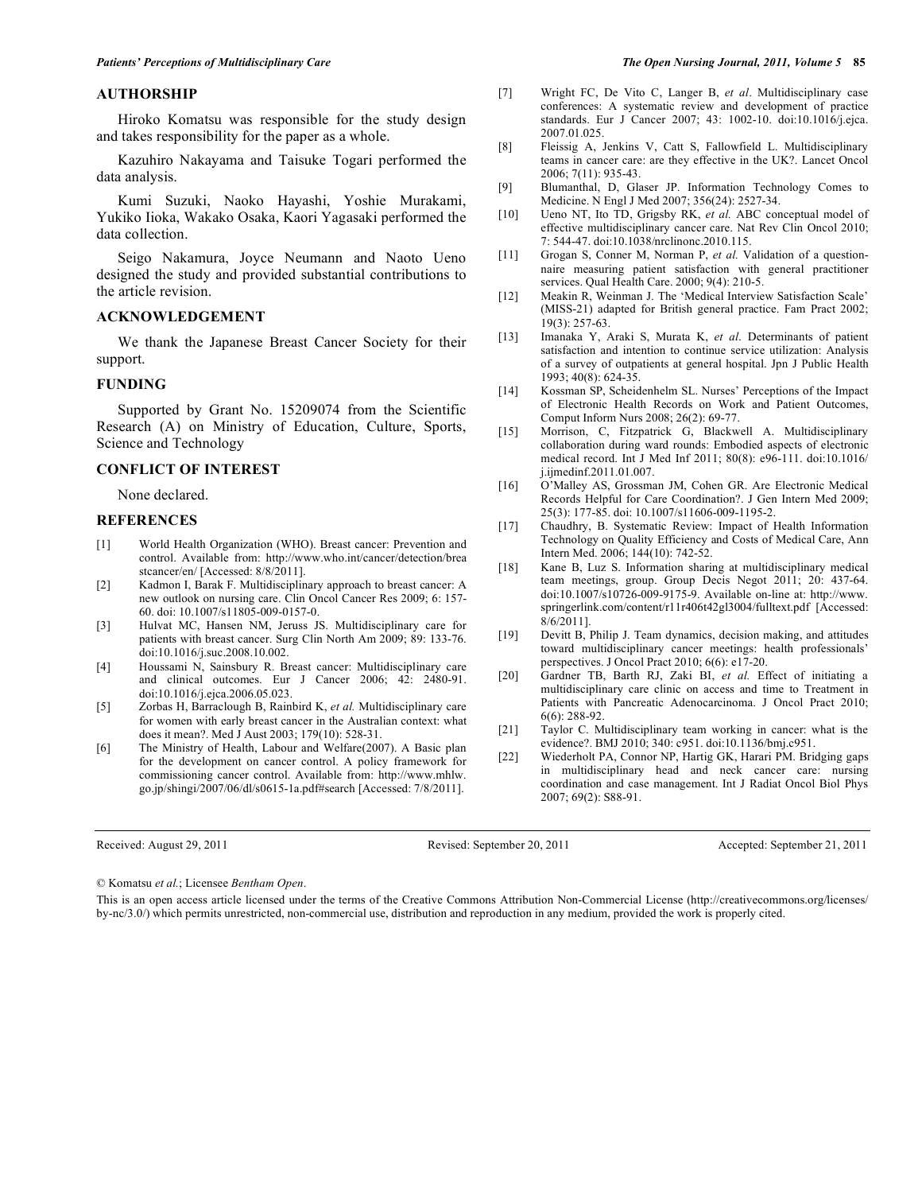## AUTHORSHIP

Hiroko Komatsu was responsible for the study design and takes responsibility for the paper as a whole.

Kazuhiro Nakayama and Taisuke Togari performed the data analysis.

Kumi Suzuki, Naoko Hayashi, Yoshie Murakami, Yukiko Iioka, Wakako Osaka, Kaori Yagasaki performed the data collection.

Seigo Nakamura, Joyce Neumann and Naoto Ueno designed the study and provided substantial contributions to the article revision.

## ACKNOWLEDGEMENT

We thank the Japanese Breast Cancer Society for their support.

## FUNDING

Supported by Grant No. 15209074 from the Scientific Research (A) on Ministry of Education, Culture, Sports, Science and Technology

## CONFLICT OF INTEREST

None declared.

## REFERENCES

[1] World Health Organization (WHO). Breast cancer: Prevention and control. Available from: http://www.who.int/cancer/detection/breastcancer/en/ [Accessed: 8/8/2011].

[2] Kadmon I, Barak F. Multidisciplinary approach to breast cancer: A new outlook on nursing care. Clin Oncol Cancer Res 2009; 6: 157-60. doi: 10.1007/s11805-009-0157-0.

[3] Hulvat MC, Hansen NM, Jeruss JS. Multidisciplinary care for patients with breast cancer. Surg Clin North Am 2009; 89: 133-76. doi:10.1016/j.suc.2008.10.002.

[4] Houssami N, Sainsbury R. Breast cancer: Multidisciplinary care and clinical outcomes. Eur J Cancer 2006; 42: 2480-91. doi:10.1016/j.ejca.2006.05.023.

[5] Zorbas H, Barraclough B, Rainbird K, *et al.* Multidisciplinary care for women with early breast cancer in the Australian context: what does it mean?. Med J Aust 2003; 179(10): 528-31.

[6] The Ministry of Health, Labour and Welfare(2007). A Basic plan for the development on cancer control. A policy framework for commissioning cancer control. Available from: http://www.mhlw.go.jp/shingi/2007/06/dl/s0615-1a.pdf#search [Accessed: 7/8/2011].

[7] Wright FC, De Vito C, Langer B, *et al*. Multidisciplinary case conferences: A systematic review and development of practice standards. Eur J Cancer 2007; 43: 1002-10. doi:10.1016/j.ejca.2007.01.025.

[8] Fleissig A, Jenkins V, Catt S, Fallowfield L. Multidisciplinary teams in cancer care: are they effective in the UK?. Lancet Oncol 2006; 7(11): 935-43.

[9] Blumanthal, D, Glaser JP. Information Technology Comes to Medicine. N Engl J Med 2007; 356(24): 2527-34.

[10] Ueno NT, Ito TD, Grigsby RK, *et al.* ABC conceptual model of effective multidisciplinary cancer care. Nat Rev Clin Oncol 2010; 7: 544-47. doi:10.1038/nrclinonc.2010.115.

[11] Grogan S, Conner M, Norman P, *et al.* Validation of a questionnaire measuring patient satisfaction with general practitioner services. Qual Health Care. 2000; 9(4): 210-5.

[12] Meakin R, Weinman J. The 'Medical Interview Satisfaction Scale' (MISS-21) adapted for British general practice. Fam Pract 2002; 19(3): 257-63.

[13] Imanaka Y, Araki S, Murata K, *et al*. Determinants of patient satisfaction and intention to continue service utilization: Analysis of a survey of outpatients at general hospital. Jpn J Public Health 1993; 40(8): 624-35.

[14] Kossman SP, Scheidenhelm SL. Nurses' Perceptions of the Impact of Electronic Health Records on Work and Patient Outcomes, Comput Inform Nurs 2008; 26(2): 69-77.

[15] Morrison, C, Fitzpatrick G, Blackwell A. Multidisciplinary collaboration during ward rounds: Embodied aspects of electronic medical record. Int J Med Inf 2011; 80(8): e96-111. doi:10.1016/j.ijmedinf.2011.01.007.

[16] O'Malley AS, Grossman JM, Cohen GR. Are Electronic Medical Records Helpful for Care Coordination?. J Gen Intern Med 2009; 25(3): 177-85. doi: 10.1007/s11606-009-1195-2.

[17] Chaudhry, B. Systematic Review: Impact of Health Information Technology on Quality Efficiency and Costs of Medical Care, Ann Intern Med. 2006; 144(10): 742-52.

[18] Kane B, Luz S. Information sharing at multidisciplinary medical team meetings, group. Group Decis Negot 2011; 20: 437-64. doi:10.1007/s10726-009-9175-9. Available on-line at: http://www.springerlink.com/content/r11r406t42gl3004/fulltext.pdf [Accessed: 8/6/2011].

[19] Devitt B, Philip J. Team dynamics, decision making, and attitudes toward multidisciplinary cancer meetings: health professionals' perspectives. J Oncol Pract 2010; 6(6): e17-20.

[20] Gardner TB, Barth RJ, Zaki BI, *et al.* Effect of initiating a multidisciplinary care clinic on access and time to Treatment in Patients with Pancreatic Adenocarcinoma. J Oncol Pract 2010; 6(6): 288-92.

[21] Taylor C. Multidisciplinary team working in cancer: what is the evidence?. BMJ 2010; 340: c951. doi:10.1136/bmj.c951.

[22] Wiederholt PA, Connor NP, Hartig GK, Harari PM. Bridging gaps in multidisciplinary head and neck cancer care: nursing coordination and case management. Int J Radiat Oncol Biol Phys 2007; 69(2): S88-91.

Received: August 29, 2011 Revised: September 20, 2011 Accepted: September 21, 2011

© Komatsu *et al.*; Licensee *Bentham Open*.

This is an open access article licensed under the terms of the Creative Commons Attribution Non-Commercial License (http://creativecommons.org/licenses/by-nc/3.0/) which permits unrestricted, non-commercial use, distribution and reproduction in any medium, provided the work is properly cited.